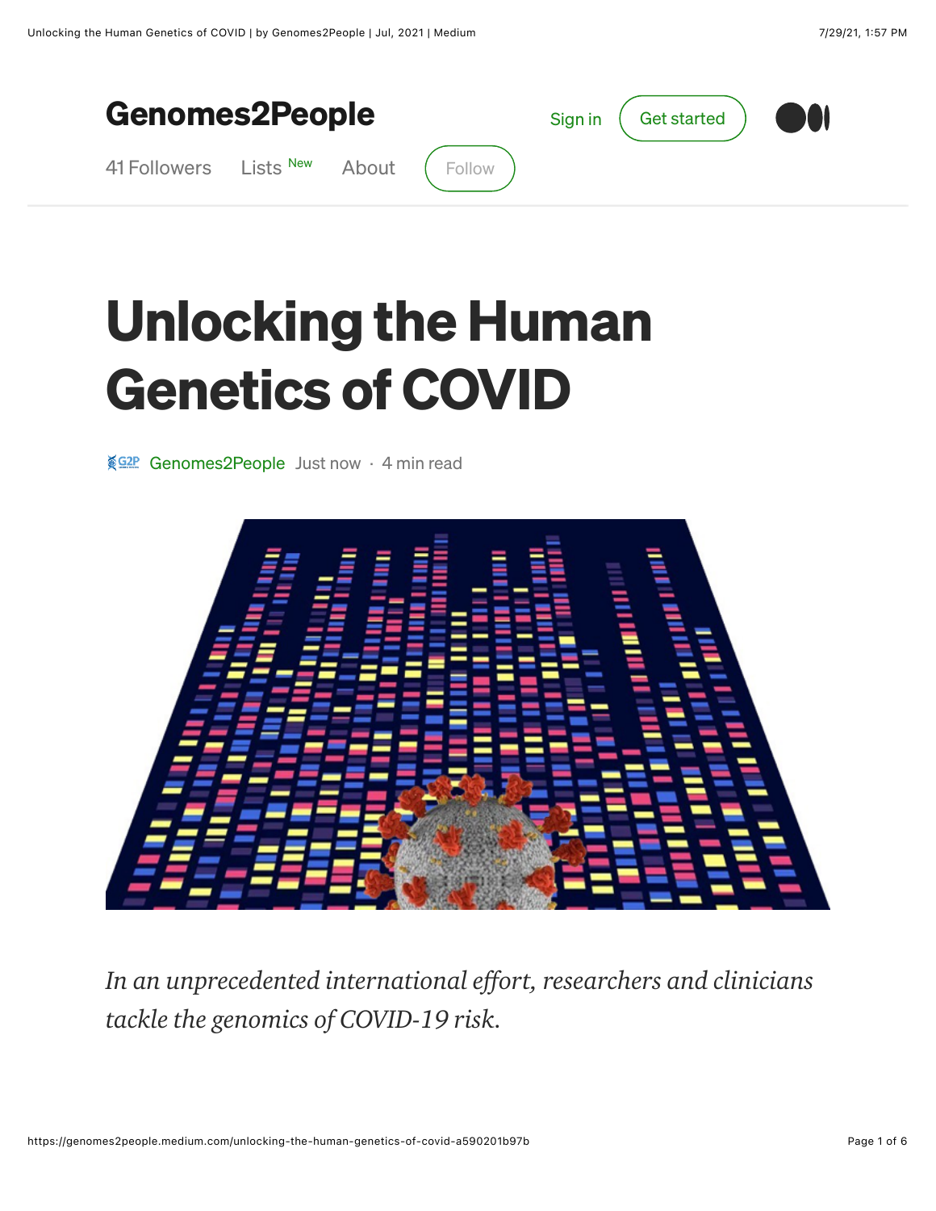Genomes2People

41 Followers Lists New About Follow

# Unlocking the Human Genetics of COVID

Genomes2People Just now · 4 min read

*In an unprecedented international effort, researchers and clinicians tackle the genomics of COVID-19 risk.*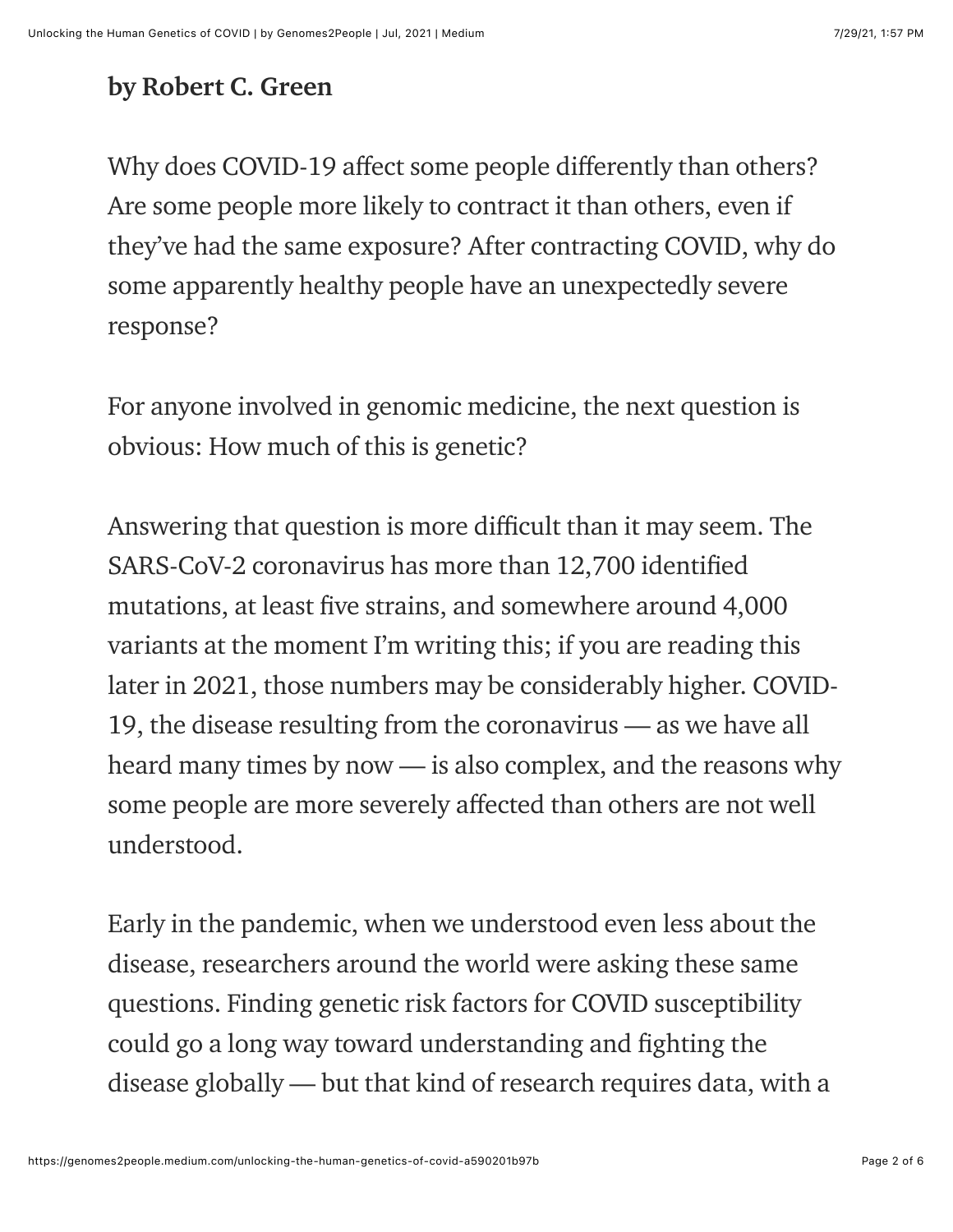**by Robert C. Green**

Why does COVID-19 affect some people differently than others? Are some people more likely to contract it than others, even if they've had the same exposure? After contracting COVID, why do some apparently healthy people have an unexpectedly severe response?

For anyone involved in genomic medicine, the next question is obvious: How much of this is genetic?

Answering that question is more difficult than it may seem. The SARS-CoV-2 coronavirus has more than 12,700 identified mutations, at least five strains, and somewhere around 4,000 variants at the moment I'm writing this; if you are reading this later in 2021, those numbers may be considerably higher. COVID-19, the disease resulting from the coronavirus — as we have all heard many times by now — is also complex, and the reasons why some people are more severely affected than others are not well understood.

Early in the pandemic, when we understood even less about the disease, researchers around the world were asking these same questions. Finding genetic risk factors for COVID susceptibility could go a long way toward understanding and fighting the disease globally — but that kind of research requires data, with a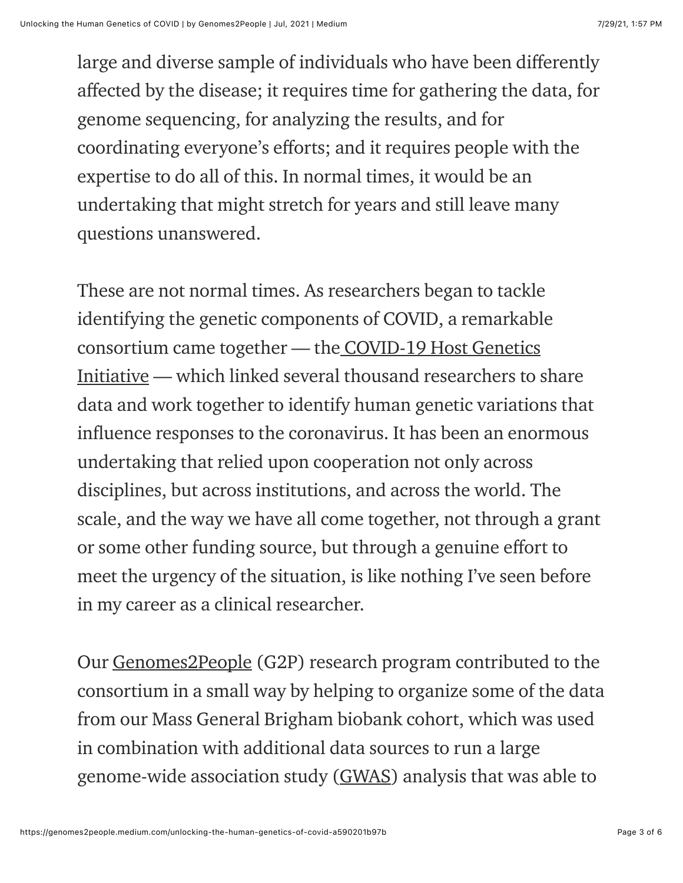large and diverse sample of individuals who have been differently affected by the disease; it requires time for gathering the data, for genome sequencing, for analyzing the results, and for coordinating everyone's efforts; and it requires people with the expertise to do all of this. In normal times, it would be an undertaking that might stretch for years and still leave many questions unanswered.

These are not normal times. As researchers began to tackle identifying the genetic components of COVID, a remarkable consortium came together — the COVID-19 Host Genetics Initiative — which linked several thousand researchers to share data and work together to identify human genetic variations that influence responses to the coronavirus. It has been an enormous undertaking that relied upon cooperation not only across disciplines, but across institutions, and across the world. The scale, and the way we have all come together, not through a grant or some other funding source, but through a genuine effort to meet the urgency of the situation, is like nothing I've seen before in my career as a clinical researcher.

Our Genomes2People (G2P) research program contributed to the consortium in a small way by helping to organize some of the data from our Mass General Brigham biobank cohort, which was used in combination with additional data sources to run a large genome-wide association study (GWAS) analysis that was able to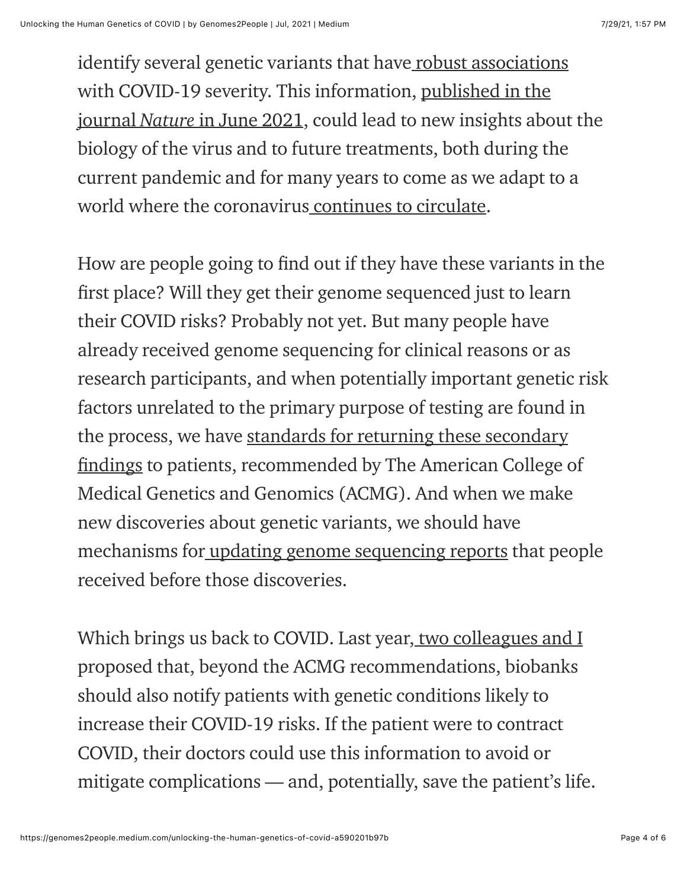identify several genetic variants that have robust associations with COVID-19 severity. This information, published in the journal *Nature* in June 2021, could lead to new insights about the biology of the virus and to future treatments, both during the current pandemic and for many years to come as we adapt to a world where the coronavirus continues to circulate.

How are people going to find out if they have these variants in the first place? Will they get their genome sequenced just to learn their COVID risks? Probably not yet. But many people have already received genome sequencing for clinical reasons or as research participants, and when potentially important genetic risk factors unrelated to the primary purpose of testing are found in the process, we have standards for returning these secondary findings to patients, recommended by The American College of Medical Genetics and Genomics (ACMG). And when we make new discoveries about genetic variants, we should have mechanisms for updating genome sequencing reports that people received before those discoveries.

Which brings us back to COVID. Last year, two colleagues and I proposed that, beyond the ACMG recommendations, biobanks should also notify patients with genetic conditions likely to increase their COVID-19 risks. If the patient were to contract COVID, their doctors could use this information to avoid or mitigate complications — and, potentially, save the patient's life.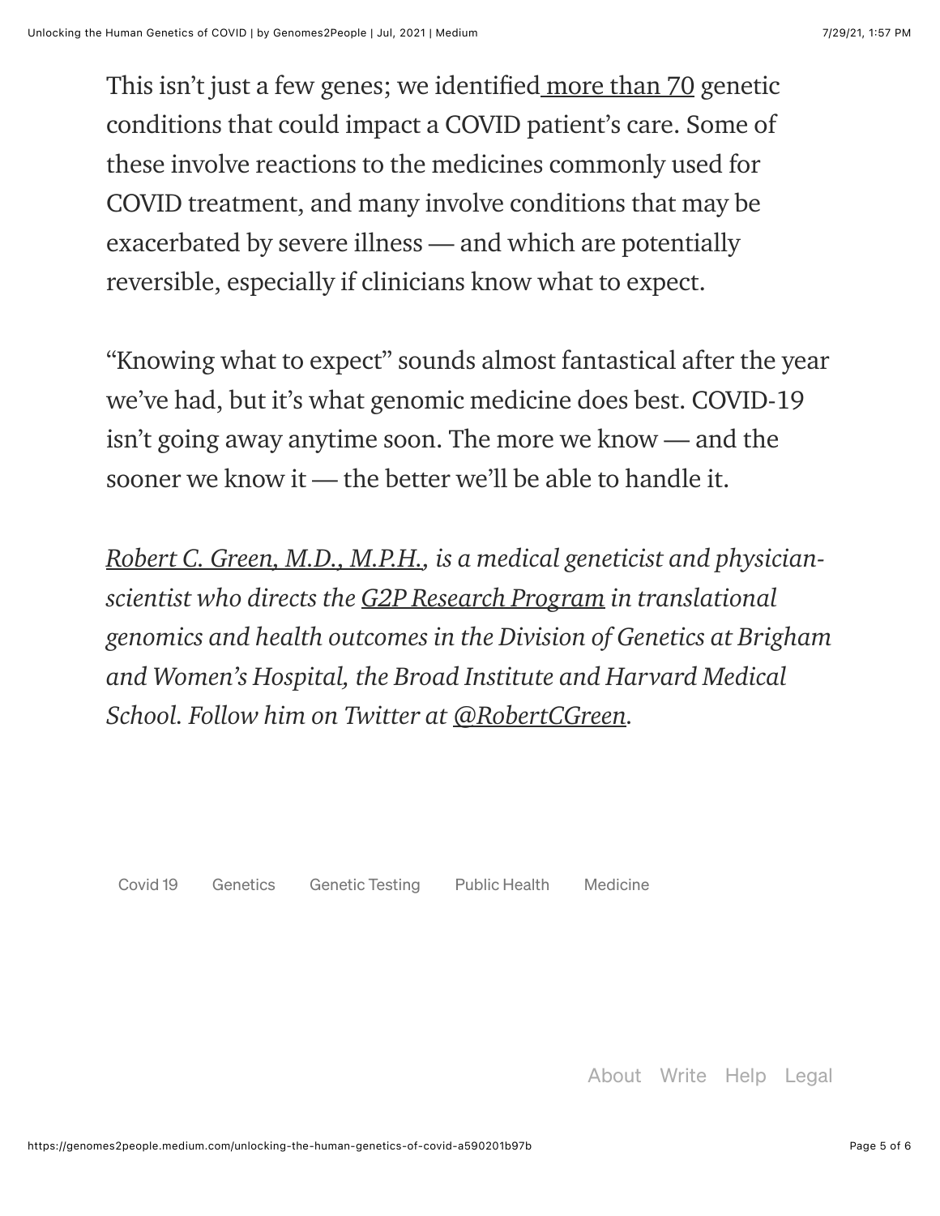This isn't just a few genes; we identified more than 70 genetic conditions that could impact a COVID patient's care. Some of these involve reactions to the medicines commonly used for COVID treatment, and many involve conditions that may be exacerbated by severe illness — and which are potentially reversible, especially if clinicians know what to expect.

"Knowing what to expect" sounds almost fantastical after the year we've had, but it's what genomic medicine does best. COVID-19 isn't going away anytime soon. The more we know — and the sooner we know it — the better we'll be able to handle it.

*Robert C. Green, M.D., M.P.H., is a medical geneticist and physician-scientist who directs the G2P Research Program in translational genomics and health outcomes in the Division of Genetics at Brigham and Women's Hospital, the Broad Institute and Harvard Medical School. Follow him on Twitter at @RobertCGreen.*

Covid 19 Genetics Genetic Testing Public Health Medicine